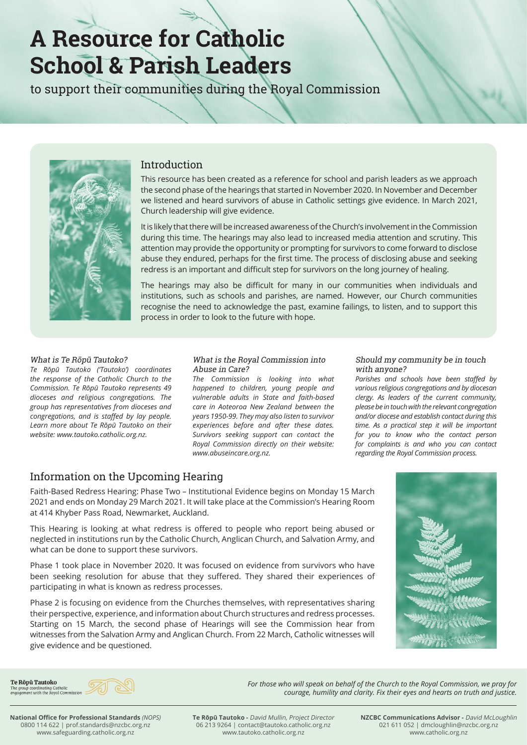# A Resource for Catholic School & Parish Leaders

to support their communities during the Royal Commission

## Introduction

This resource has been created as a reference for school and parish leaders as we approach the second phase of the hearings that started in November 2020. In November and December we listened and heard survivors of abuse in Catholic settings give evidence. In March 2021, Church leadership will give evidence.

It is likely that there will be increased awareness of the Church's involvement in the Commission during this time. The hearings may also lead to increased media attention and scrutiny. This attention may provide the opportunity or prompting for survivors to come forward to disclose abuse they endured, perhaps for the first time. The process of disclosing abuse and seeking redress is an important and difficult step for survivors on the long journey of healing.

The hearings may also be difficult for many in our communities when individuals and institutions, such as schools and parishes, are named. However, our Church communities recognise the need to acknowledge the past, examine failings, to listen, and to support this process in order to look to the future with hope.

### *What is Te Rōpū Tautoko?*

*Te Rōpū Tautoko ('Tautoko') coordinates the response of the Catholic Church to the Commission. Te Rōpū Tautoko represents 49 dioceses and religious congregations. The group has representatives from dioceses and congregations, and is staffed by lay people. Learn more about Te Rōpū Tautoko on their website: www.tautoko.catholic.org.nz.*

### *What is the Royal Commission into Abuse in Care?*

*The Commission is looking into what happened to children, young people and vulnerable adults in State and faith-based care in Aoteoroa New Zealand between the years 1950-99. They may also listen to survivor experiences before and after these dates. Survivors seeking support can contact the Royal Commission directly on their website: www.abuseincare.org.nz.*

### *Should my community be in touch with anyone?*

*Parishes and schools have been staffed by various religious congregations and by diocesan clergy. As leaders of the current community, please be in touch with the relevant congregation and/or diocese and establish contact during this time. As a practical step it will be important for you to know who the contact person for complaints is and who you can contact regarding the Royal Commission process.*

## Information on the Upcoming Hearing

Faith-Based Redress Hearing: Phase Two – Institutional Evidence begins on Monday 15 March 2021 and ends on Monday 29 March 2021. It will take place at the Commission's Hearing Room at 414 Khyber Pass Road, Newmarket, Auckland.

This Hearing is looking at what redress is offered to people who report being abused or neglected in institutions run by the Catholic Church, Anglican Church, and Salvation Army, and what can be done to support these survivors.

Phase 1 took place in November 2020. It was focused on evidence from survivors who have been seeking resolution for abuse that they suffered. They shared their experiences of participating in what is known as redress processes.

Phase 2 is focusing on evidence from the Churches themselves, with representatives sharing their perspective, experience, and information about Church structures and redress processes. Starting on 15 March, the second phase of Hearings will see the Commission hear from witnesses from the Salvation Army and Anglican Church. From 22 March, Catholic witnesses will give evidence and be questioned.

**Te Rōpū Tautoko**
*The group coordinating Catholic engagement with the Royal Commission*

*For those who will speak on behalf of the Church to the Royal Commission, we pray for courage, humility and clarity. Fix their eyes and hearts on truth and justice.*

**National Office for Professional Standards** *(NOPS)*
0800 114 622 | prof.standards@nzcbc.org.nz
www.safeguarding.catholic.org.nz

**Te Rōpū Tautoko -** *David Mullin, Project Director*
06 213 9264 | contact@tautoko.catholic.org.nz
www.tautoko.catholic.org.nz

**NZCBC Communications Advisor -** *David McLoughlin*
021 611 052 | dmcloughlin@nzcbc.org.nz
www.catholic.org.nz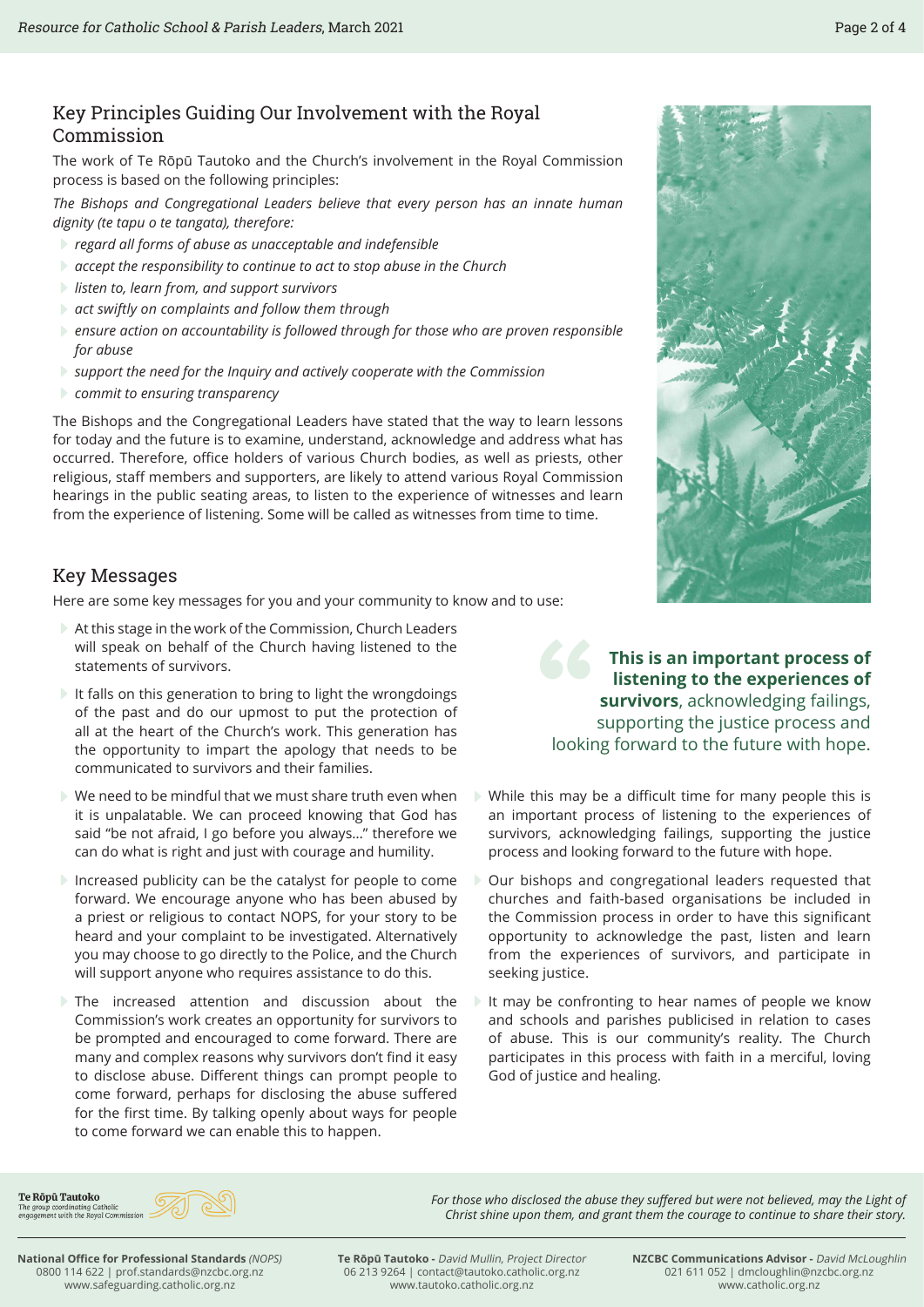## Key Principles Guiding Our Involvement with the Royal Commission

The work of Te Rōpū Tautoko and the Church's involvement in the Royal Commission process is based on the following principles:

*The Bishops and Congregational Leaders believe that every person has an innate human dignity (te tapu o te tangata), therefore:*

- *regard all forms of abuse as unacceptable and indefensible*
- *accept the responsibility to continue to act to stop abuse in the Church*
- *listen to, learn from, and support survivors*
- *act swiftly on complaints and follow them through*
- *ensure action on accountability is followed through for those who are proven responsible for abuse*
- *support the need for the Inquiry and actively cooperate with the Commission*
- *commit to ensuring transparency*

The Bishops and the Congregational Leaders have stated that the way to learn lessons for today and the future is to examine, understand, acknowledge and address what has occurred. Therefore, office holders of various Church bodies, as well as priests, other religious, staff members and supporters, are likely to attend various Royal Commission hearings in the public seating areas, to listen to the experience of witnesses and learn from the experience of listening. Some will be called as witnesses from time to time.

## Key Messages

Here are some key messages for you and your community to know and to use:

- At this stage in the work of the Commission, Church Leaders will speak on behalf of the Church having listened to the statements of survivors.
- It falls on this generation to bring to light the wrongdoings of the past and do our upmost to put the protection of all at the heart of the Church's work. This generation has the opportunity to impart the apology that needs to be communicated to survivors and their families.
- We need to be mindful that we must share truth even when it is unpalatable. We can proceed knowing that God has said "be not afraid, I go before you always..." therefore we can do what is right and just with courage and humility.
- Increased publicity can be the catalyst for people to come forward. We encourage anyone who has been abused by a priest or religious to contact NOPS, for your story to be heard and your complaint to be investigated. Alternatively you may choose to go directly to the Police, and the Church will support anyone who requires assistance to do this.
- The increased attention and discussion about the Commission's work creates an opportunity for survivors to be prompted and encouraged to come forward. There are many and complex reasons why survivors don't find it easy to disclose abuse. Different things can prompt people to come forward, perhaps for disclosing the abuse suffered for the first time. By talking openly about ways for people to come forward we can enable this to happen.

> **This is an important process of listening to the experiences of survivors**, acknowledging failings, supporting the justice process and looking forward to the future with hope.

- While this may be a difficult time for many people this is an important process of listening to the experiences of survivors, acknowledging failings, supporting the justice process and looking forward to the future with hope.
- Our bishops and congregational leaders requested that churches and faith-based organisations be included in the Commission process in order to have this significant opportunity to acknowledge the past, listen and learn from the experiences of survivors, and participate in seeking justice.
- It may be confronting to hear names of people we know and schools and parishes publicised in relation to cases of abuse. This is our community's reality. The Church participates in this process with faith in a merciful, loving God of justice and healing.

**Te Rōpū Tautoko**
*The group coordinating Catholic engagement with the Royal Commission*

*For those who disclosed the abuse they suffered but were not believed, may the Light of Christ shine upon them, and grant them the courage to continue to share their story.*

**National Office for Professional Standards** *(NOPS)*
0800 114 622 | prof.standards@nzcbc.org.nz
www.safeguarding.catholic.org.nz

**Te Rōpū Tautoko -** *David Mullin, Project Director*
06 213 9264 | contact@tautoko.catholic.org.nz
www.tautoko.catholic.org.nz

**NZCBC Communications Advisor -** *David McLoughlin*
021 611 052 | dmcloughlin@nzcbc.org.nz
www.catholic.org.nz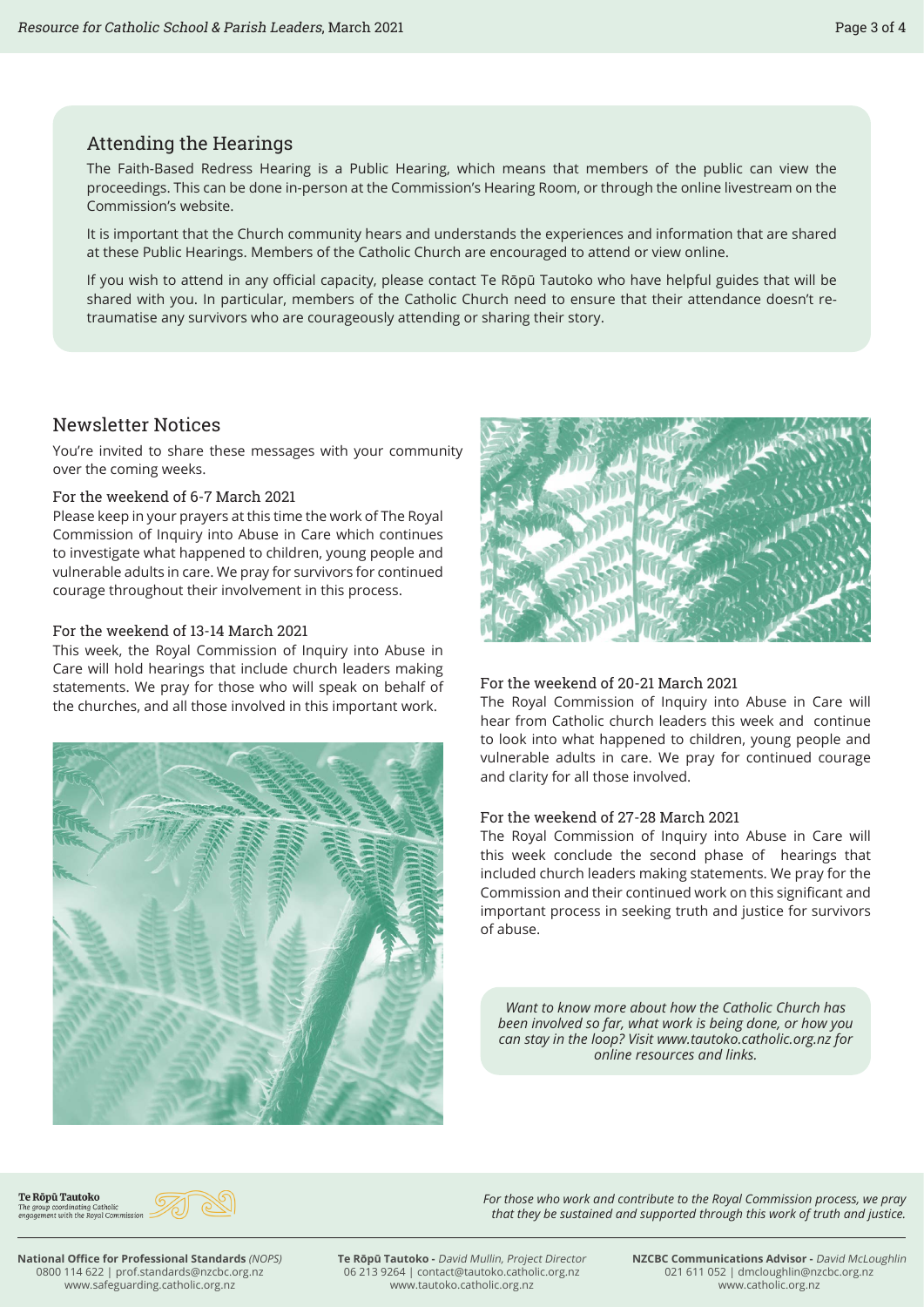## Attending the Hearings

The Faith-Based Redress Hearing is a Public Hearing, which means that members of the public can view the proceedings. This can be done in-person at the Commission's Hearing Room, or through the online livestream on the Commission's website.

It is important that the Church community hears and understands the experiences and information that are shared at these Public Hearings. Members of the Catholic Church are encouraged to attend or view online.

If you wish to attend in any official capacity, please contact Te Rōpū Tautoko who have helpful guides that will be shared with you. In particular, members of the Catholic Church need to ensure that their attendance doesn't re-traumatise any survivors who are courageously attending or sharing their story.

## Newsletter Notices

You're invited to share these messages with your community over the coming weeks.

### For the weekend of 6-7 March 2021

Please keep in your prayers at this time the work of The Royal Commission of Inquiry into Abuse in Care which continues to investigate what happened to children, young people and vulnerable adults in care. We pray for survivors for continued courage throughout their involvement in this process.

### For the weekend of 13-14 March 2021

This week, the Royal Commission of Inquiry into Abuse in Care will hold hearings that include church leaders making statements. We pray for those who will speak on behalf of the churches, and all those involved in this important work.

### For the weekend of 20-21 March 2021

The Royal Commission of Inquiry into Abuse in Care will hear from Catholic church leaders this week and continue to look into what happened to children, young people and vulnerable adults in care. We pray for continued courage and clarity for all those involved.

### For the weekend of 27-28 March 2021

The Royal Commission of Inquiry into Abuse in Care will this week conclude the second phase of hearings that included church leaders making statements. We pray for the Commission and their continued work on this significant and important process in seeking truth and justice for survivors of abuse.

*Want to know more about how the Catholic Church has been involved so far, what work is being done, or how you can stay in the loop? Visit www.tautoko.catholic.org.nz for online resources and links.*

**Te Rōpū Tautoko**
*The group coordinating Catholic engagement with the Royal Commission*

*For those who work and contribute to the Royal Commission process, we pray that they be sustained and supported through this work of truth and justice.*

**National Office for Professional Standards** *(NOPS)*
0800 114 622 | prof.standards@nzcbc.org.nz
www.safeguarding.catholic.org.nz

**Te Rōpū Tautoko -** *David Mullin, Project Director*
06 213 9264 | contact@tautoko.catholic.org.nz
www.tautoko.catholic.org.nz

**NZCBC Communications Advisor -** *David McLoughlin*
021 611 052 | dmcloughlin@nzcbc.org.nz
www.catholic.org.nz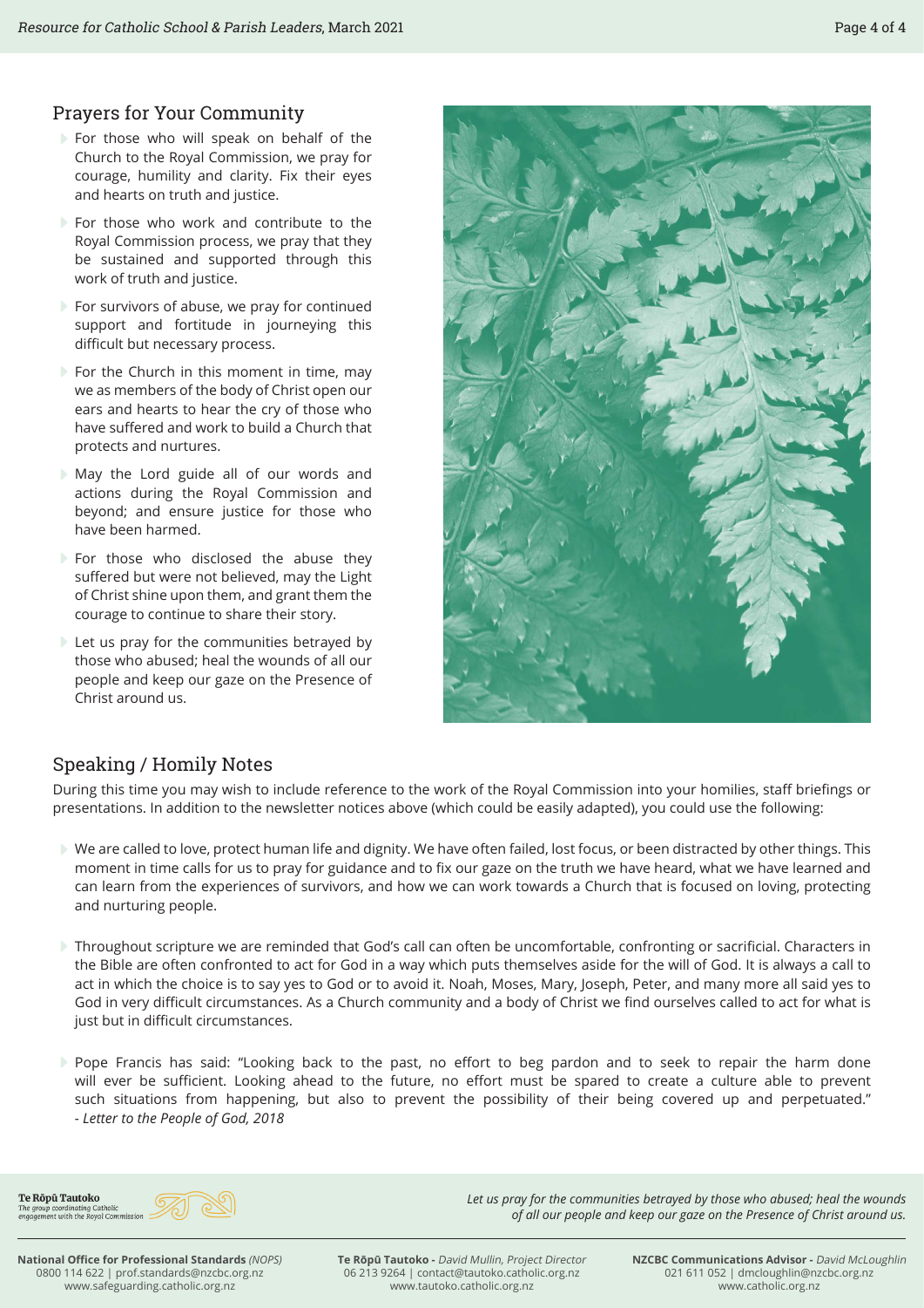## Prayers for Your Community

- For those who will speak on behalf of the Church to the Royal Commission, we pray for courage, humility and clarity. Fix their eyes and hearts on truth and justice.
- For those who work and contribute to the Royal Commission process, we pray that they be sustained and supported through this work of truth and justice.
- For survivors of abuse, we pray for continued support and fortitude in journeying this difficult but necessary process.
- For the Church in this moment in time, may we as members of the body of Christ open our ears and hearts to hear the cry of those who have suffered and work to build a Church that protects and nurtures.
- May the Lord guide all of our words and actions during the Royal Commission and beyond; and ensure justice for those who have been harmed.
- For those who disclosed the abuse they suffered but were not believed, may the Light of Christ shine upon them, and grant them the courage to continue to share their story.
- Let us pray for the communities betrayed by those who abused; heal the wounds of all our people and keep our gaze on the Presence of Christ around us.

## Speaking / Homily Notes

During this time you may wish to include reference to the work of the Royal Commission into your homilies, staff briefings or presentations. In addition to the newsletter notices above (which could be easily adapted), you could use the following:

- We are called to love, protect human life and dignity. We have often failed, lost focus, or been distracted by other things. This moment in time calls for us to pray for guidance and to fix our gaze on the truth we have heard, what we have learned and can learn from the experiences of survivors, and how we can work towards a Church that is focused on loving, protecting and nurturing people.

- Throughout scripture we are reminded that God's call can often be uncomfortable, confronting or sacrificial. Characters in the Bible are often confronted to act for God in a way which puts themselves aside for the will of God. It is always a call to act in which the choice is to say yes to God or to avoid it. Noah, Moses, Mary, Joseph, Peter, and many more all said yes to God in very difficult circumstances. As a Church community and a body of Christ we find ourselves called to act for what is just but in difficult circumstances.

- Pope Francis has said: "Looking back to the past, no effort to beg pardon and to seek to repair the harm done will ever be sufficient. Looking ahead to the future, no effort must be spared to create a culture able to prevent such situations from happening, but also to prevent the possibility of their being covered up and perpetuated." *- Letter to the People of God, 2018*

**Te Rōpū Tautoko**
*The group coordinating Catholic engagement with the Royal Commission*

*Let us pray for the communities betrayed by those who abused; heal the wounds of all our people and keep our gaze on the Presence of Christ around us.*

**National Office for Professional Standards** *(NOPS)*
0800 114 622 | prof.standards@nzcbc.org.nz
www.safeguarding.catholic.org.nz

**Te Rōpū Tautoko -** *David Mullin, Project Director*
06 213 9264 | contact@tautoko.catholic.org.nz
www.tautoko.catholic.org.nz

**NZCBC Communications Advisor -** *David McLoughlin*
021 611 052 | dmcloughlin@nzcbc.org.nz
www.catholic.org.nz